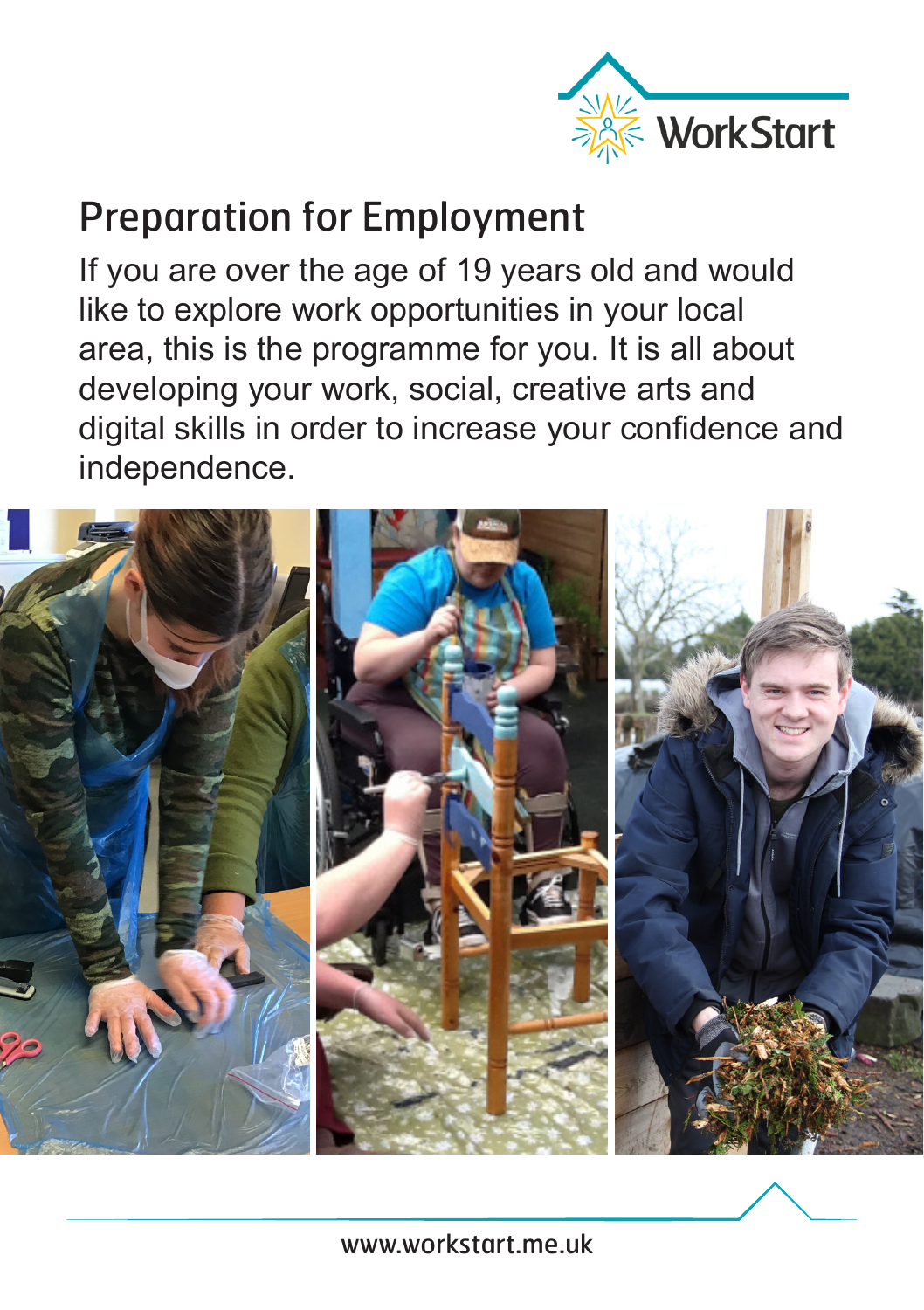WorkStart

# Preparation for Employment

If you are over the age of 19 years old and would like to explore work opportunities in your local area, this is the programme for you. It is all about developing your work, social, creative arts and digital skills in order to increase your confidence and independence.

www.workstart.me.uk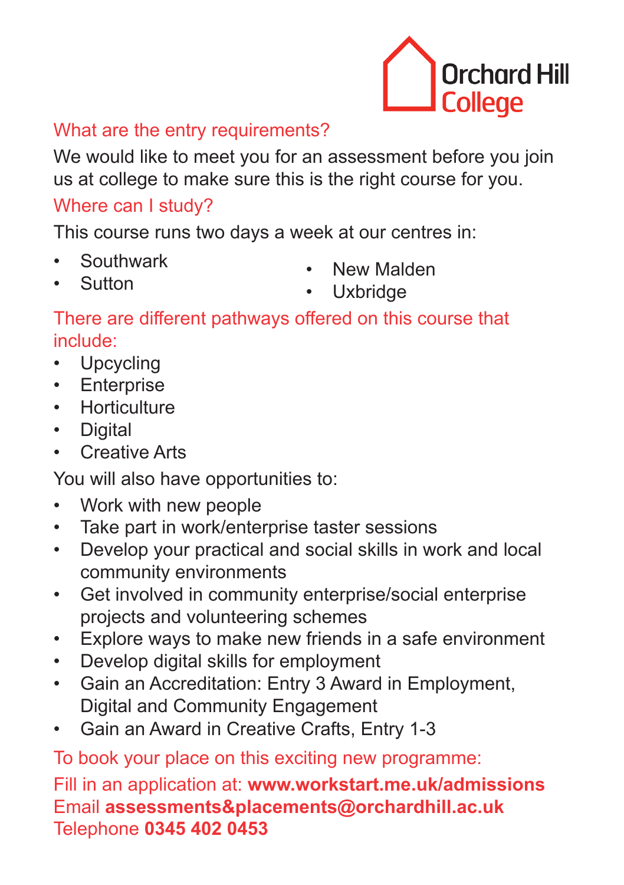Orchard Hill College

## What are the entry requirements?

We would like to meet you for an assessment before you join us at college to make sure this is the right course for you.

## Where can I study?

This course runs two days a week at our centres in:

- Southwark
- Sutton
- New Malden
- Uxbridge

## There are different pathways offered on this course that include:

- Upcycling
- Enterprise
- Horticulture
- Digital
- Creative Arts

You will also have opportunities to:

- Work with new people
- Take part in work/enterprise taster sessions
- Develop your practical and social skills in work and local community environments
- Get involved in community enterprise/social enterprise projects and volunteering schemes
- Explore ways to make new friends in a safe environment
- Develop digital skills for employment
- Gain an Accreditation: Entry 3 Award in Employment, Digital and Community Engagement
- Gain an Award in Creative Crafts, Entry 1-3

## To book your place on this exciting new programme:

Fill in an application at: **www.workstart.me.uk/admissions**
Email **assessments&placements@orchardhill.ac.uk**
Telephone **0345 402 0453**